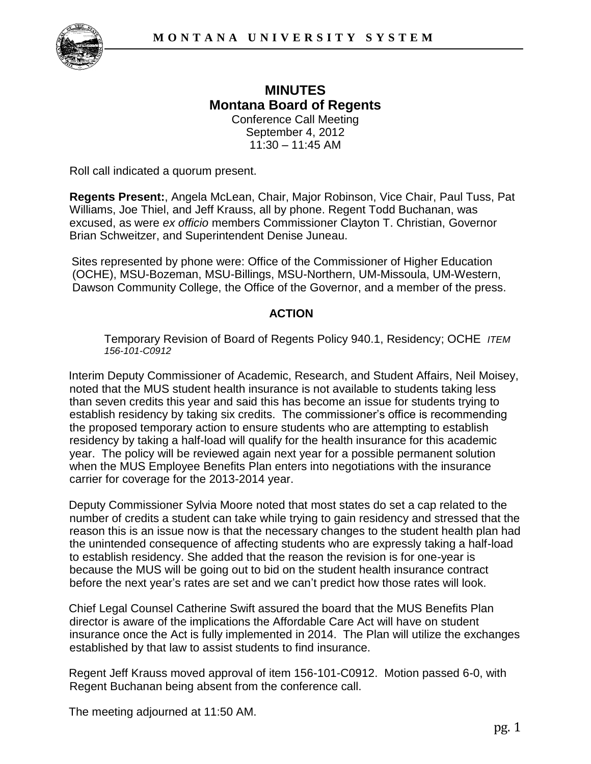# MINUTES
## Montana Board of Regents

Conference Call Meeting
September 4, 2012
11:30 – 11:45 AM

Roll call indicated a quorum present.

**Regents Present:**, Angela McLean, Chair, Major Robinson, Vice Chair, Paul Tuss, Pat Williams, Joe Thiel, and Jeff Krauss, all by phone. Regent Todd Buchanan, was excused, as were *ex officio* members Commissioner Clayton T. Christian, Governor Brian Schweitzer, and Superintendent Denise Juneau.

Sites represented by phone were: Office of the Commissioner of Higher Education (OCHE), MSU-Bozeman, MSU-Billings, MSU-Northern, UM-Missoula, UM-Western, Dawson Community College, the Office of the Governor, and a member of the press.

### ACTION

Temporary Revision of Board of Regents Policy 940.1, Residency; OCHE *ITEM 156-101-C0912*

Interim Deputy Commissioner of Academic, Research, and Student Affairs, Neil Moisey, noted that the MUS student health insurance is not available to students taking less than seven credits this year and said this has become an issue for students trying to establish residency by taking six credits. The commissioner's office is recommending the proposed temporary action to ensure students who are attempting to establish residency by taking a half-load will qualify for the health insurance for this academic year. The policy will be reviewed again next year for a possible permanent solution when the MUS Employee Benefits Plan enters into negotiations with the insurance carrier for coverage for the 2013-2014 year.

Deputy Commissioner Sylvia Moore noted that most states do set a cap related to the number of credits a student can take while trying to gain residency and stressed that the reason this is an issue now is that the necessary changes to the student health plan had the unintended consequence of affecting students who are expressly taking a half-load to establish residency. She added that the reason the revision is for one-year is because the MUS will be going out to bid on the student health insurance contract before the next year's rates are set and we can't predict how those rates will look.

Chief Legal Counsel Catherine Swift assured the board that the MUS Benefits Plan director is aware of the implications the Affordable Care Act will have on student insurance once the Act is fully implemented in 2014. The Plan will utilize the exchanges established by that law to assist students to find insurance.

Regent Jeff Krauss moved approval of item 156-101-C0912. Motion passed 6-0, with Regent Buchanan being absent from the conference call.

The meeting adjourned at 11:50 AM.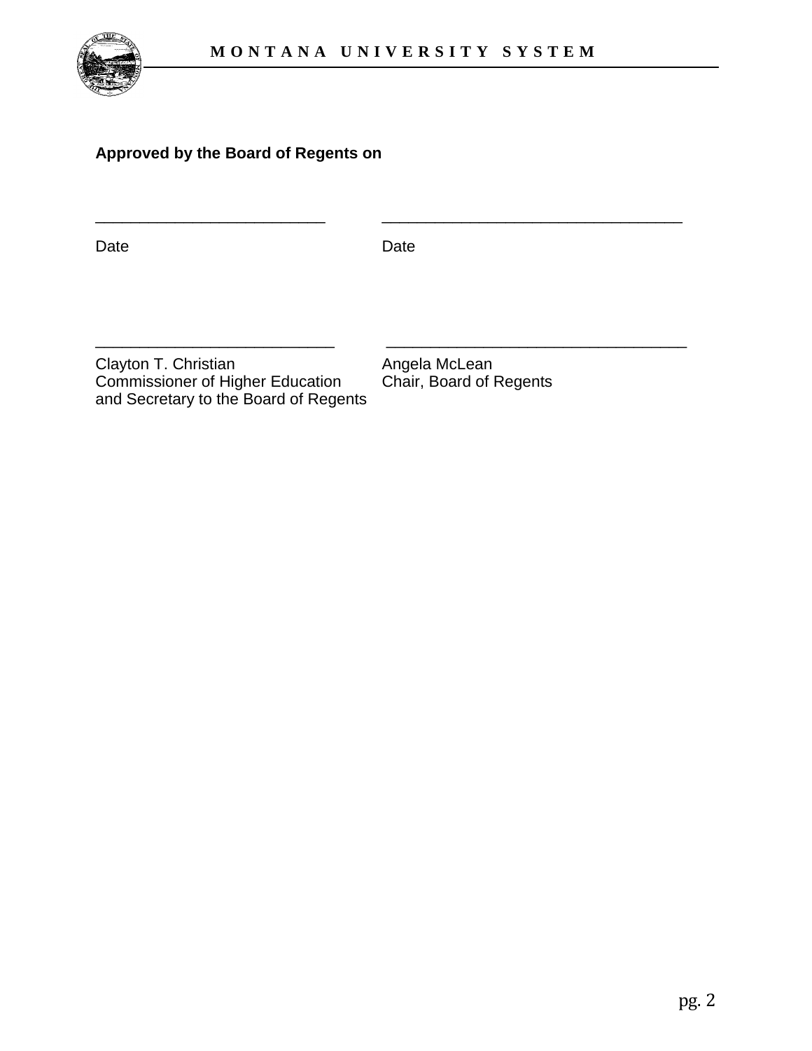**Approved by the Board of Regents on**

| | |
|---|---|
| ___________________________ | ___________________________________ |
| Date | Date |
| | |
| ___________________________ | ___________________________________ |
| Clayton T. Christian<br>Commissioner of Higher Education<br>and Secretary to the Board of Regents | Angela McLean<br>Chair, Board of Regents |